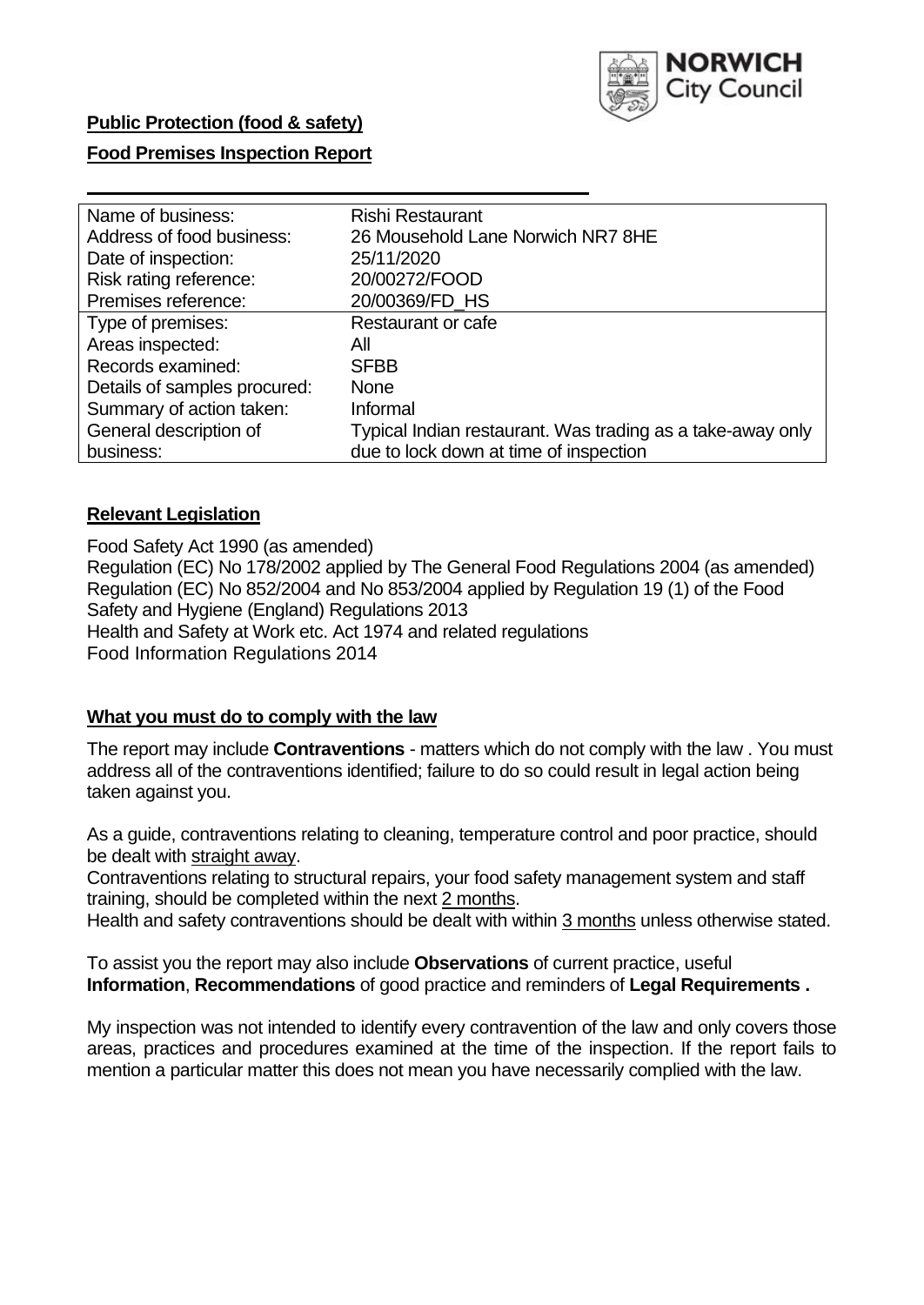**Public Protection (food & safety)**

**Food Premises Inspection Report**

| Name of business: | Rishi Restaurant |
| --- | --- |
| Address of food business: | 26 Mousehold Lane Norwich NR7 8HE |
| Date of inspection: | 25/11/2020 |
| Risk rating reference: | 20/00272/FOOD |
| Premises reference: | 20/00369/FD_HS |
| Type of premises: | Restaurant or cafe |
| Areas inspected: | All |
| Records examined: | SFBB |
| Details of samples procured: | None |
| Summary of action taken: | Informal |
| General description of business: | Typical Indian restaurant. Was trading as a take-away only due to lock down at time of inspection |

## Relevant Legislation

Food Safety Act 1990 (as amended)
Regulation (EC) No 178/2002 applied by The General Food Regulations 2004 (as amended)
Regulation (EC) No 852/2004 and No 853/2004 applied by Regulation 19 (1) of the Food Safety and Hygiene (England) Regulations 2013
Health and Safety at Work etc. Act 1974 and related regulations
Food Information Regulations 2014

## What you must do to comply with the law

The report may include **Contraventions** - matters which do not comply with the law . You must address all of the contraventions identified; failure to do so could result in legal action being taken against you.

As a guide, contraventions relating to cleaning, temperature control and poor practice, should be dealt with straight away.
Contraventions relating to structural repairs, your food safety management system and staff training, should be completed within the next 2 months.
Health and safety contraventions should be dealt with within 3 months unless otherwise stated.

To assist you the report may also include **Observations** of current practice, useful **Information**, **Recommendations** of good practice and reminders of **Legal Requirements .**

My inspection was not intended to identify every contravention of the law and only covers those areas, practices and procedures examined at the time of the inspection. If the report fails to mention a particular matter this does not mean you have necessarily complied with the law.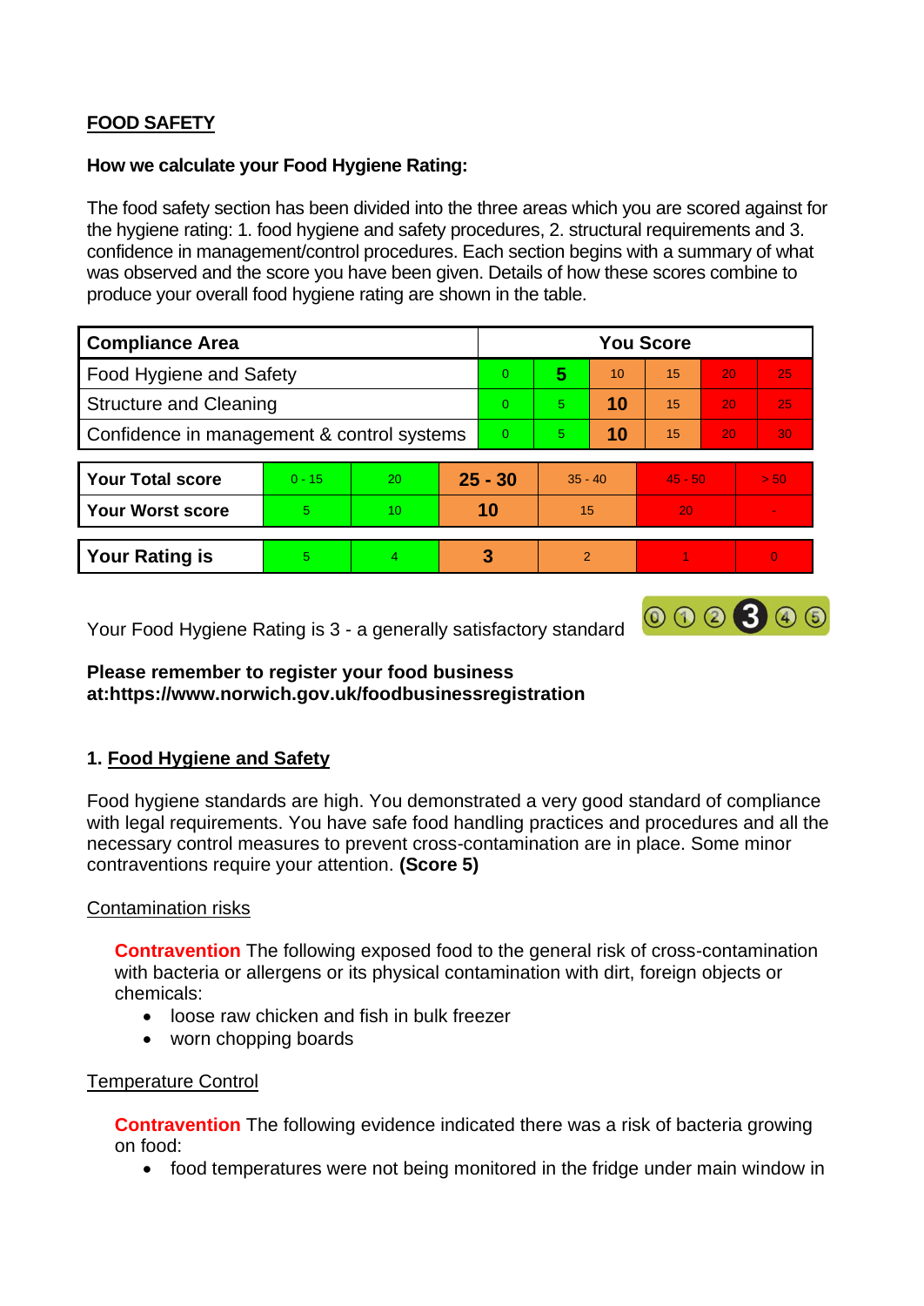## FOOD SAFETY

**How we calculate your Food Hygiene Rating:**

The food safety section has been divided into the three areas which you are scored against for the hygiene rating: 1. food hygiene and safety procedures, 2. structural requirements and 3. confidence in management/control procedures. Each section begins with a summary of what was observed and the score you have been given. Details of how these scores combine to produce your overall food hygiene rating are shown in the table.

| Compliance Area | You Score | | | | | |
|---|---|---|---|---|---|---|
| Food Hygiene and Safety | 0 | **5** | 10 | 15 | 20 | 25 |
| Structure and Cleaning | 0 | 5 | **10** | 15 | 20 | 25 |
| Confidence in management & control systems | 0 | 5 | **10** | 15 | 20 | 30 |

| | | | | | | |
|---|---|---|---|---|---|---|
| **Your Total score** | 0 - 15 | 20 | **25 - 30** | 35 - 40 | 45 - 50 | > 50 |
| **Your Worst score** | 5 | 10 | **10** | 15 | 20 | - |
| **Your Rating is** | 5 | 4 | **3** | 2 | 1 | 0 |

Your Food Hygiene Rating is 3 - a generally satisfactory standard

**Please remember to register your food business at:https://www.norwich.gov.uk/foodbusinessregistration**

### 1. Food Hygiene and Safety

Food hygiene standards are high. You demonstrated a very good standard of compliance with legal requirements. You have safe food handling practices and procedures and all the necessary control measures to prevent cross-contamination are in place. Some minor contraventions require your attention. **(Score 5)**

Contamination risks

**Contravention** The following exposed food to the general risk of cross-contamination with bacteria or allergens or its physical contamination with dirt, foreign objects or chemicals:

- loose raw chicken and fish in bulk freezer
- worn chopping boards

Temperature Control

**Contravention** The following evidence indicated there was a risk of bacteria growing on food:

- food temperatures were not being monitored in the fridge under main window in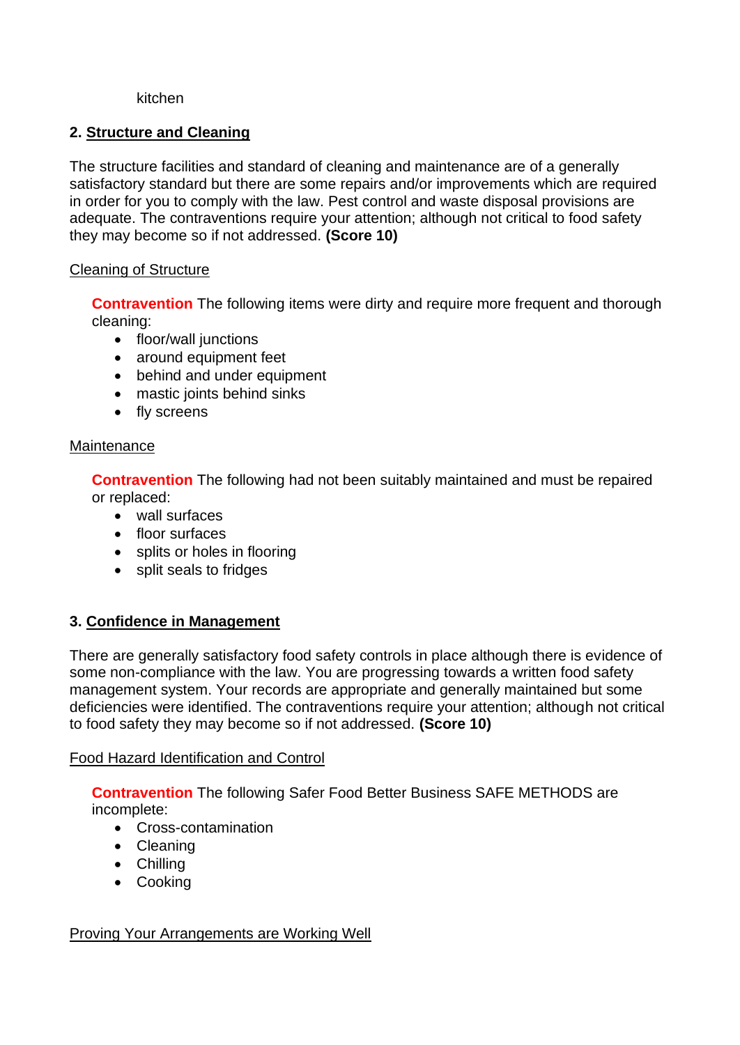kitchen

## 2. Structure and Cleaning

The structure facilities and standard of cleaning and maintenance are of a generally satisfactory standard but there are some repairs and/or improvements which are required in order for you to comply with the law. Pest control and waste disposal provisions are adequate. The contraventions require your attention; although not critical to food safety they may become so if not addressed. **(Score 10)**

Cleaning of Structure

**Contravention** The following items were dirty and require more frequent and thorough cleaning:

- floor/wall junctions
- around equipment feet
- behind and under equipment
- mastic joints behind sinks
- fly screens

Maintenance

**Contravention** The following had not been suitably maintained and must be repaired or replaced:

- wall surfaces
- floor surfaces
- splits or holes in flooring
- split seals to fridges

## 3. Confidence in Management

There are generally satisfactory food safety controls in place although there is evidence of some non-compliance with the law. You are progressing towards a written food safety management system. Your records are appropriate and generally maintained but some deficiencies were identified. The contraventions require your attention; although not critical to food safety they may become so if not addressed. **(Score 10)**

Food Hazard Identification and Control

**Contravention** The following Safer Food Better Business SAFE METHODS are incomplete:

- Cross-contamination
- Cleaning
- Chilling
- Cooking

Proving Your Arrangements are Working Well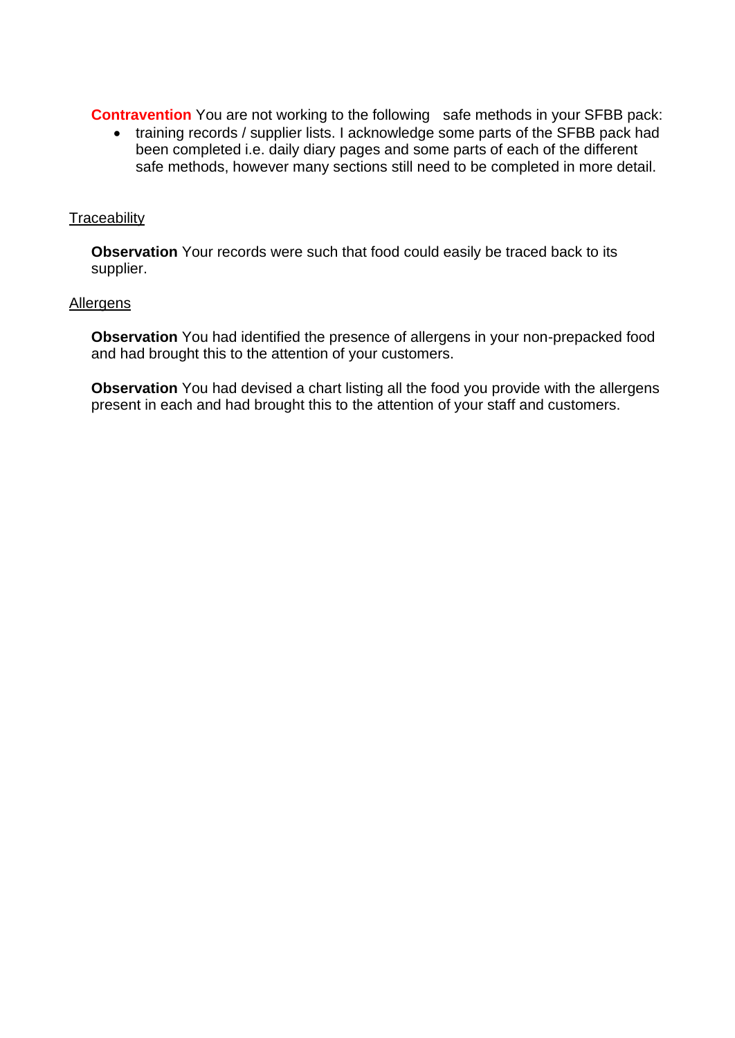**Contravention** You are not working to the following safe methods in your SFBB pack:

- training records / supplier lists. I acknowledge some parts of the SFBB pack had been completed i.e. daily diary pages and some parts of each of the different safe methods, however many sections still need to be completed in more detail.

Traceability

**Observation** Your records were such that food could easily be traced back to its supplier.

Allergens

**Observation** You had identified the presence of allergens in your non-prepacked food and had brought this to the attention of your customers.

**Observation** You had devised a chart listing all the food you provide with the allergens present in each and had brought this to the attention of your staff and customers.